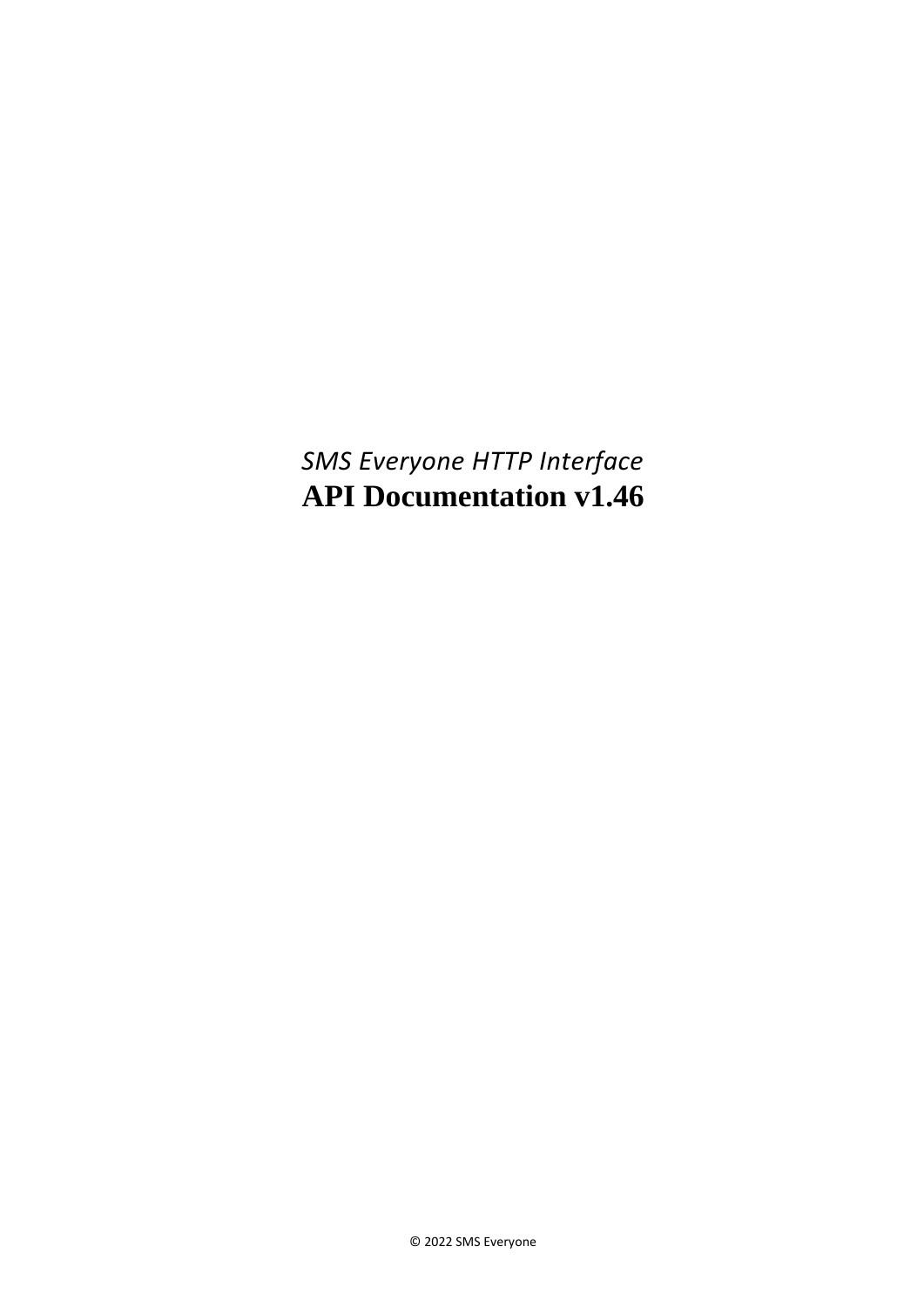*SMS Everyone HTTP Interface*

# API Documentation v1.46

© 2022 SMS Everyone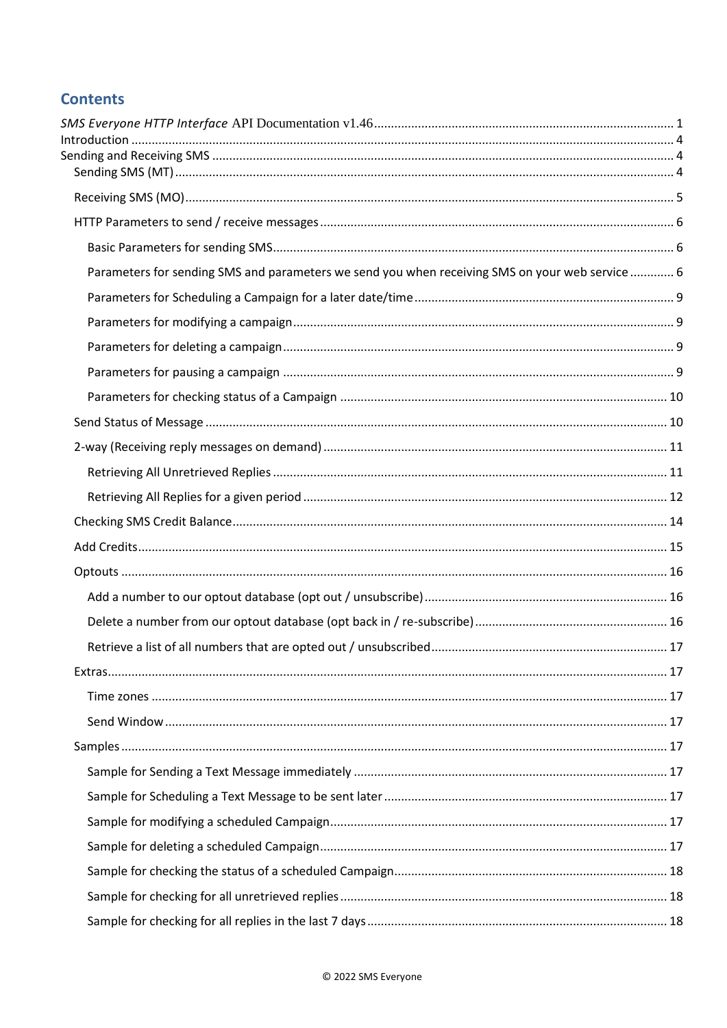# Contents

*SMS Everyone HTTP Interface* API Documentation v1.46 ........ 1
Introduction ........ 4
Sending and Receiving SMS ........ 4
- Sending SMS (MT) ........ 4
- Receiving SMS (MO) ........ 5
- HTTP Parameters to send / receive messages ........ 6
  - Basic Parameters for sending SMS ........ 6
  - Parameters for sending SMS and parameters we send you when receiving SMS on your web service ........ 6
  - Parameters for Scheduling a Campaign for a later date/time ........ 9
  - Parameters for modifying a campaign ........ 9
  - Parameters for deleting a campaign ........ 9
  - Parameters for pausing a campaign ........ 9
  - Parameters for checking status of a Campaign ........ 10
- Send Status of Message ........ 10
- 2-way (Receiving reply messages on demand) ........ 11
  - Retrieving All Unretrieved Replies ........ 11
  - Retrieving All Replies for a given period ........ 12
- Checking SMS Credit Balance ........ 14
- Add Credits ........ 15
- Optouts ........ 16
  - Add a number to our optout database (opt out / unsubscribe) ........ 16
  - Delete a number from our optout database (opt back in / re-subscribe) ........ 16
  - Retrieve a list of all numbers that are opted out / unsubscribed ........ 17
- Extras ........ 17
  - Time zones ........ 17
  - Send Window ........ 17
- Samples ........ 17
  - Sample for Sending a Text Message immediately ........ 17
  - Sample for Scheduling a Text Message to be sent later ........ 17
  - Sample for modifying a scheduled Campaign ........ 17
  - Sample for deleting a scheduled Campaign ........ 17
  - Sample for checking the status of a scheduled Campaign ........ 18
  - Sample for checking for all unretrieved replies ........ 18
  - Sample for checking for all replies in the last 7 days ........ 18

© 2022 SMS Everyone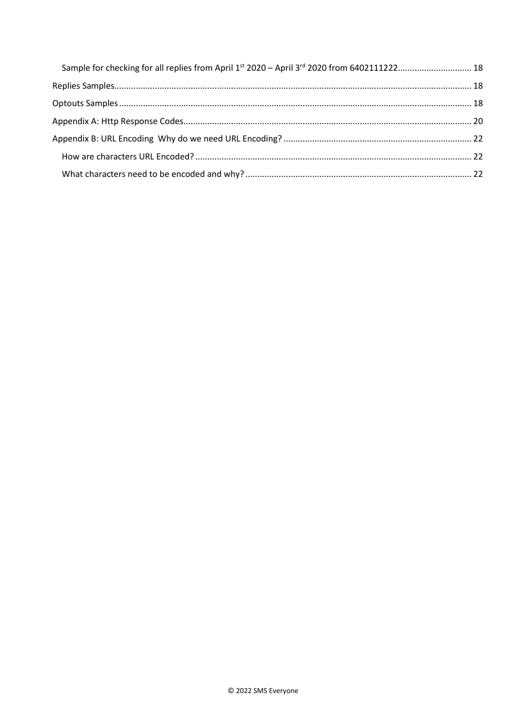Sample for checking for all replies from April 1st 2020 – April 3rd 2020 from 6402111222 .............................. 18

Replies Samples .......................................................................................................................................... 18

Optouts Samples .......................................................................................................................................... 18

Appendix A: Http Response Codes ............................................................................................................... 20

Appendix B: URL Encoding Why do we need URL Encoding? ..................................................................... 22

How are characters URL Encoded? ......................................................................................................... 22

What characters need to be encoded and why? ..................................................................................... 22

© 2022 SMS Everyone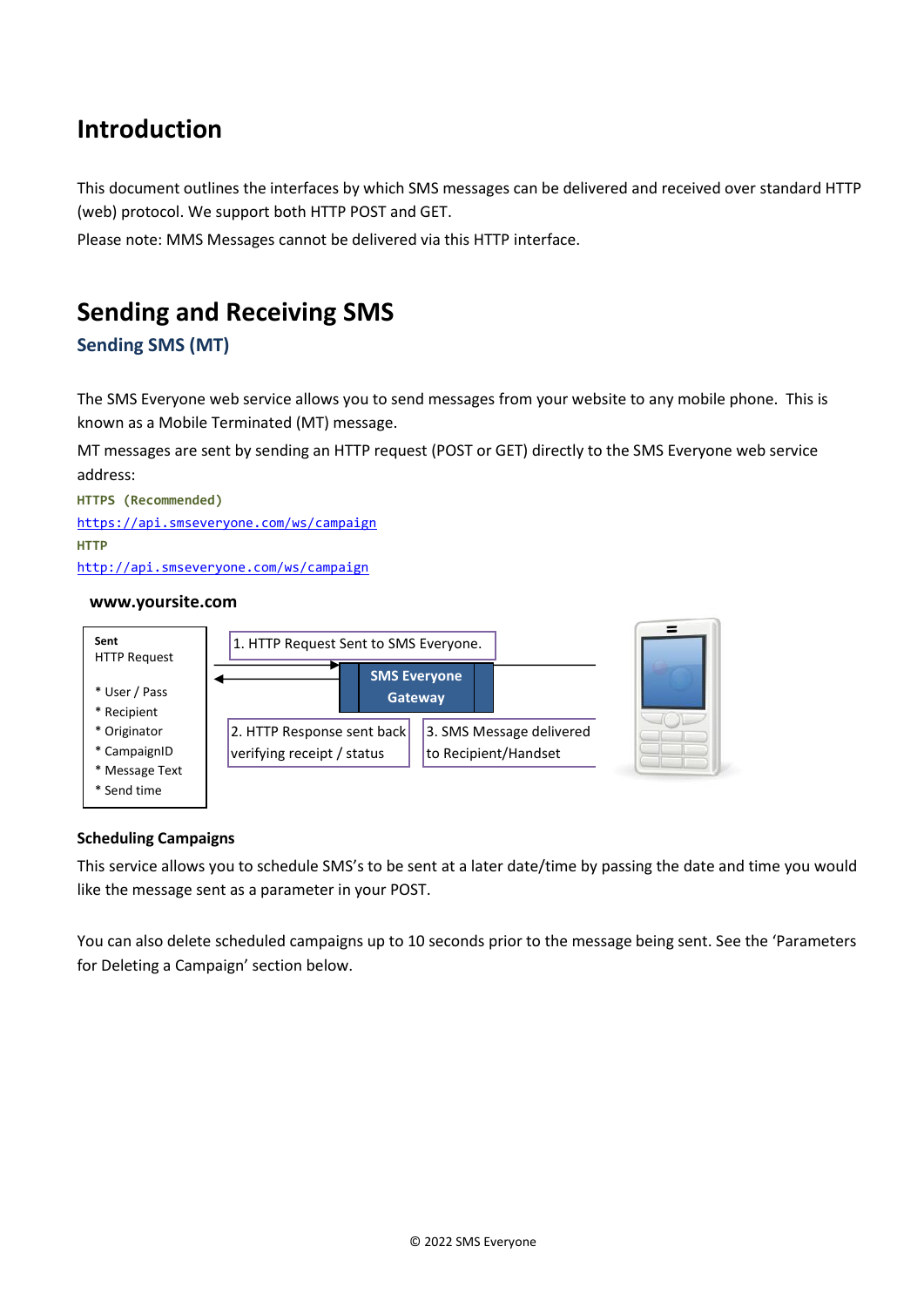# Introduction

This document outlines the interfaces by which SMS messages can be delivered and received over standard HTTP (web) protocol. We support both HTTP POST and GET.

Please note: MMS Messages cannot be delivered via this HTTP interface.

# Sending and Receiving SMS

## Sending SMS (MT)

The SMS Everyone web service allows you to send messages from your website to any mobile phone. This is known as a Mobile Terminated (MT) message.

MT messages are sent by sending an HTTP request (POST or GET) directly to the SMS Everyone web service address:

**HTTPS (Recommended)**

https://api.smseveryone.com/ws/campaign

**HTTP**

http://api.smseveryone.com/ws/campaign

**www.yoursite.com**

**Sent**
HTTP Request

* User / Pass
* Recipient
* Originator
* CampaignID
* Message Text
* Send time

1. HTTP Request Sent to SMS Everyone.

**SMS Everyone Gateway**

2. HTTP Response sent back verifying receipt / status

3. SMS Message delivered to Recipient/Handset

**Scheduling Campaigns**

This service allows you to schedule SMS's to be sent at a later date/time by passing the date and time you would like the message sent as a parameter in your POST.

You can also delete scheduled campaigns up to 10 seconds prior to the message being sent. See the 'Parameters for Deleting a Campaign' section below.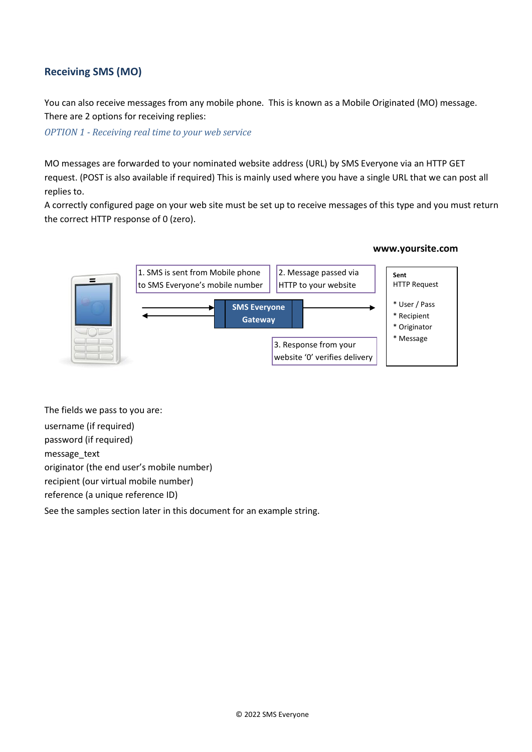## Receiving SMS (MO)

You can also receive messages from any mobile phone. This is known as a Mobile Originated (MO) message. There are 2 options for receiving replies:

*OPTION 1 - Receiving real time to your web service*

MO messages are forwarded to your nominated website address (URL) by SMS Everyone via an HTTP GET request. (POST is also available if required) This is mainly used where you have a single URL that we can post all replies to.

A correctly configured page on your web site must be set up to receive messages of this type and you must return the correct HTTP response of 0 (zero).

**www.yoursite.com**

1. SMS is sent from Mobile phone to SMS Everyone's mobile number

2. Message passed via HTTP to your website

**SMS Everyone Gateway**

3. Response from your website '0' verifies delivery

**Sent**
HTTP Request

* User / Pass
* Recipient
* Originator
* Message

The fields we pass to you are:

username (if required)

password (if required)

message_text

originator (the end user's mobile number)

recipient (our virtual mobile number)

reference (a unique reference ID)

See the samples section later in this document for an example string.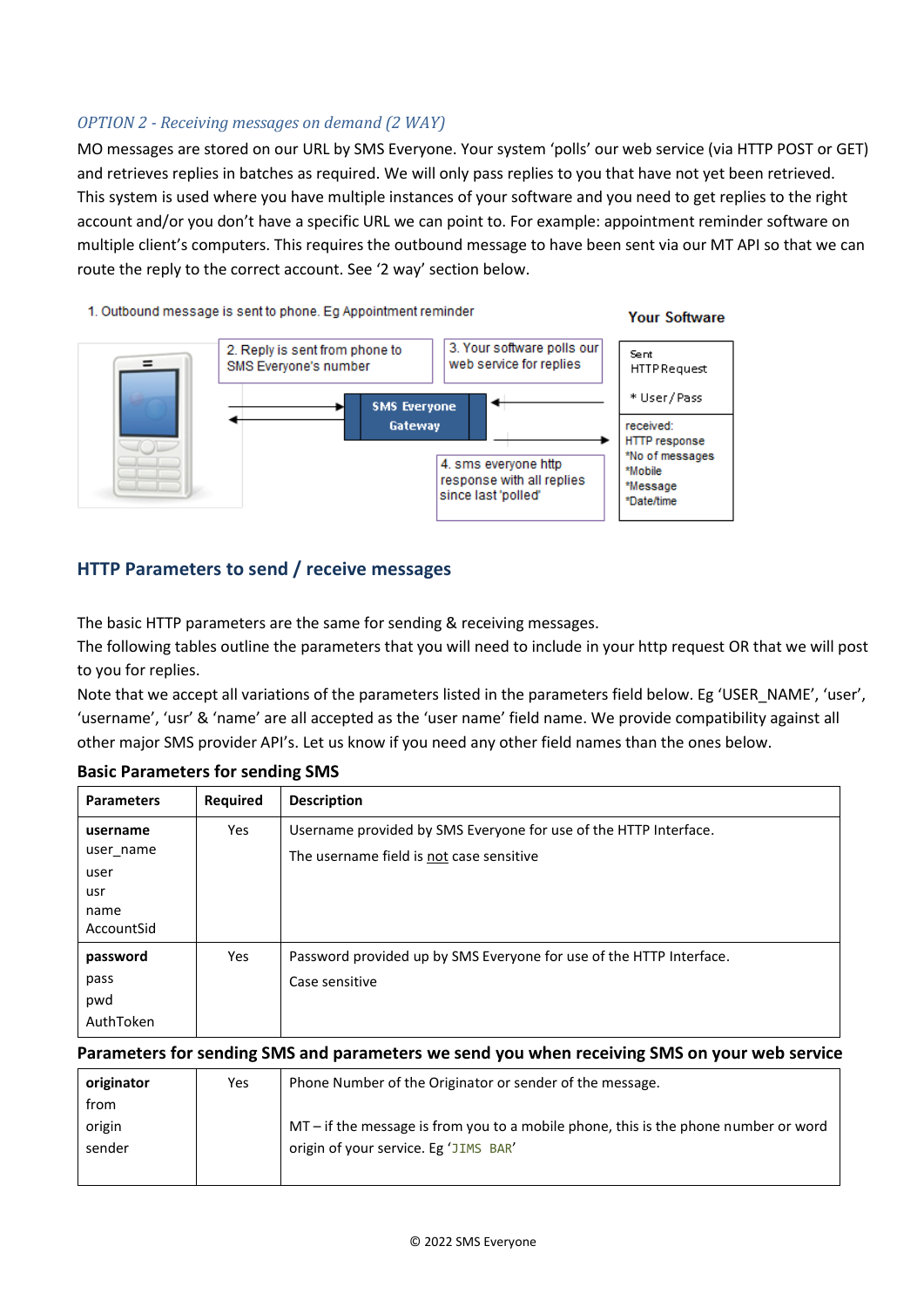*OPTION 2 - Receiving messages on demand (2 WAY)*

MO messages are stored on our URL by SMS Everyone. Your system 'polls' our web service (via HTTP POST or GET) and retrieves replies in batches as required. We will only pass replies to you that have not yet been retrieved. This system is used where you have multiple instances of your software and you need to get replies to the right account and/or you don't have a specific URL we can point to. For example: appointment reminder software on multiple client's computers. This requires the outbound message to have been sent via our MT API so that we can route the reply to the correct account. See '2 way' section below.

1. Outbound message is sent to phone. Eg Appointment reminder

2. Reply is sent from phone to SMS Everyone's number

3. Your software polls our web service for replies

4. sms everyone http response with all replies since last 'polled'

SMS Everyone Gateway

Your Software

Sent
HTTP Request
* User / Pass

received:
HTTP response
*No of messages
*Mobile
*Message
*Date/time

## HTTP Parameters to send / receive messages

The basic HTTP parameters are the same for sending & receiving messages.
The following tables outline the parameters that you will need to include in your http request OR that we will post to you for replies.
Note that we accept all variations of the parameters listed in the parameters field below. Eg 'USER_NAME', 'user', 'username', 'usr' & 'name' are all accepted as the 'user name' field name. We provide compatibility against all other major SMS provider API's. Let us know if you need any other field names than the ones below.

### Basic Parameters for sending SMS

| Parameters | Required | Description |
|---|---|---|
| **username**<br>user_name<br>user<br>usr<br>name<br>AccountSid | Yes | Username provided by SMS Everyone for use of the HTTP Interface.<br>The username field is <u>not</u> case sensitive |
| **password**<br>pass<br>pwd<br>AuthToken | Yes | Password provided up by SMS Everyone for use of the HTTP Interface.<br>Case sensitive |

### Parameters for sending SMS and parameters we send you when receiving SMS on your web service

| Parameters | Required | Description |
|---|---|---|
| **originator**<br>from<br>origin<br>sender | Yes | Phone Number of the Originator or sender of the message.<br><br>MT – if the message is from you to a mobile phone, this is the phone number or word origin of your service. Eg '`JIMS BAR`' |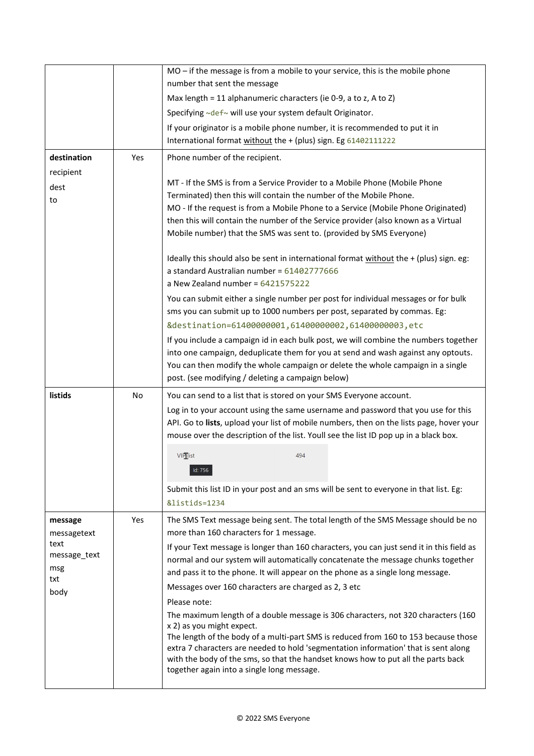| | | |
|---|---|---|
| | | MO – if the message is from a mobile to your service, this is the mobile phone number that sent the message<br><br>Max length = 11 alphanumeric characters (ie 0-9, a to z, A to Z)<br><br>Specifying `~def~` will use your system default Originator.<br><br>If your originator is a mobile phone number, it is recommended to put it in International format <u>without</u> the + (plus) sign. Eg `61402111222` |
| **destination**<br>recipient<br>dest<br>to | Yes | Phone number of the recipient.<br><br>MT - If the SMS is from a Service Provider to a Mobile Phone (Mobile Phone Terminated) then this will contain the number of the Mobile Phone.<br>MO - If the request is from a Mobile Phone to a Service (Mobile Phone Originated) then this will contain the number of the Service provider (also known as a Virtual Mobile number) that the SMS was sent to. (provided by SMS Everyone)<br><br>Ideally this should also be sent in international format <u>without</u> the + (plus) sign. eg:<br>a standard Australian number = `61402777666`<br>a New Zealand number = `6421575222`<br><br>You can submit either a single number per post for individual messages or for bulk sms you can submit up to 1000 numbers per post, separated by commas. Eg:<br>`&destination=61400000001,61400000002,61400000003,etc`<br><br>If you include a campaign id in each bulk post, we will combine the numbers together into one campaign, deduplicate them for you at send and wash against any optouts. You can then modify the whole campaign or delete the whole campaign in a single post. (see modifying / deleting a campaign below) |
| **listids** | No | You can send to a list that is stored on your SMS Everyone account.<br><br>Log in to your account using the same username and password that you use for this API. Go to **lists**, upload your list of mobile numbers, then on the lists page, hover your mouse over the description of the list. Youll see the list ID pop up in a black box.<br><br>VIP list &nbsp;&nbsp;&nbsp; 494<br>Id: 756<br><br>Submit this list ID in your post and an sms will be sent to everyone in that list. Eg:<br>`&listids=1234` |
| **message**<br>messagetext<br>text<br>message_text<br>msg<br>txt<br>body | Yes | The SMS Text message being sent. The total length of the SMS Message should be no more than 160 characters for 1 message.<br><br>If your Text message is longer than 160 characters, you can just send it in this field as normal and our system will automatically concatenate the message chunks together and pass it to the phone. It will appear on the phone as a single long message.<br><br>Messages over 160 characters are charged as 2, 3 etc<br><br>Please note:<br><br>The maximum length of a double message is 306 characters, not 320 characters (160 x 2) as you might expect.<br>The length of the body of a multi-part SMS is reduced from 160 to 153 because those extra 7 characters are needed to hold 'segmentation information' that is sent along with the body of the sms, so that the handset knows how to put all the parts back together again into a single long message. |

© 2022 SMS Everyone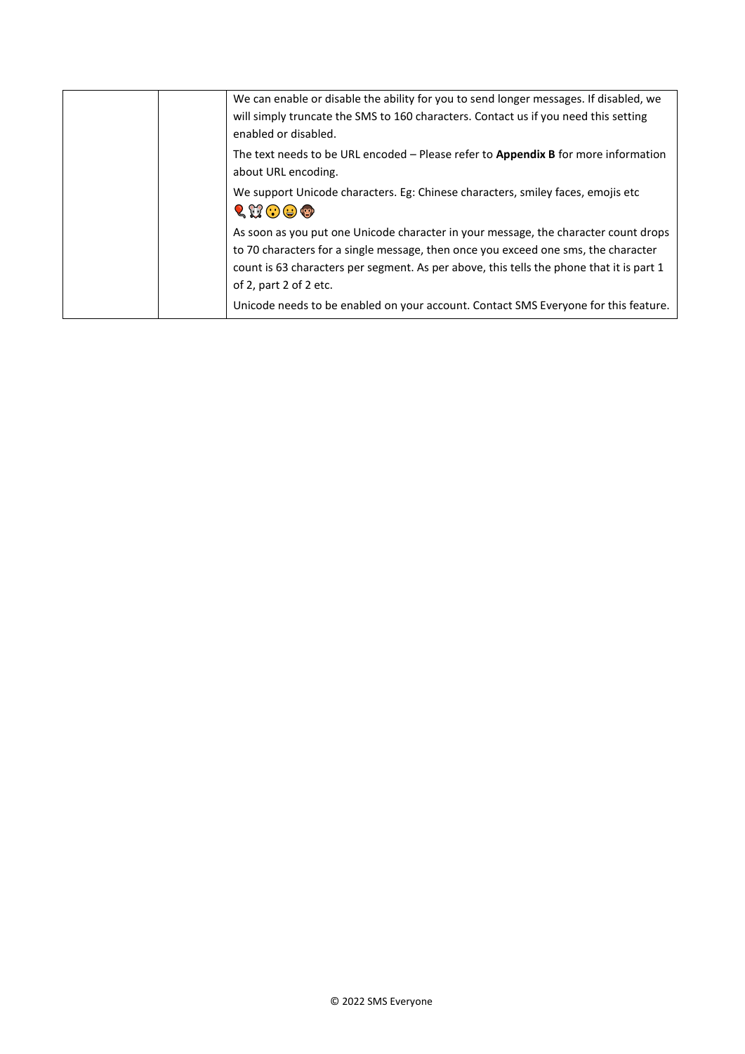| | | |
|---|---|---|
| | | We can enable or disable the ability for you to send longer messages. If disabled, we will simply truncate the SMS to 160 characters. Contact us if you need this setting enabled or disabled.<br><br>The text needs to be URL encoded – Please refer to **Appendix B** for more information about URL encoding.<br><br>We support Unicode characters. Eg: Chinese characters, smiley faces, emojis etc 🎈🐭😮😀🐵<br><br>As soon as you put one Unicode character in your message, the character count drops to 70 characters for a single message, then once you exceed one sms, the character count is 63 characters per segment. As per above, this tells the phone that it is part 1 of 2, part 2 of 2 etc.<br><br>Unicode needs to be enabled on your account. Contact SMS Everyone for this feature. |

© 2022 SMS Everyone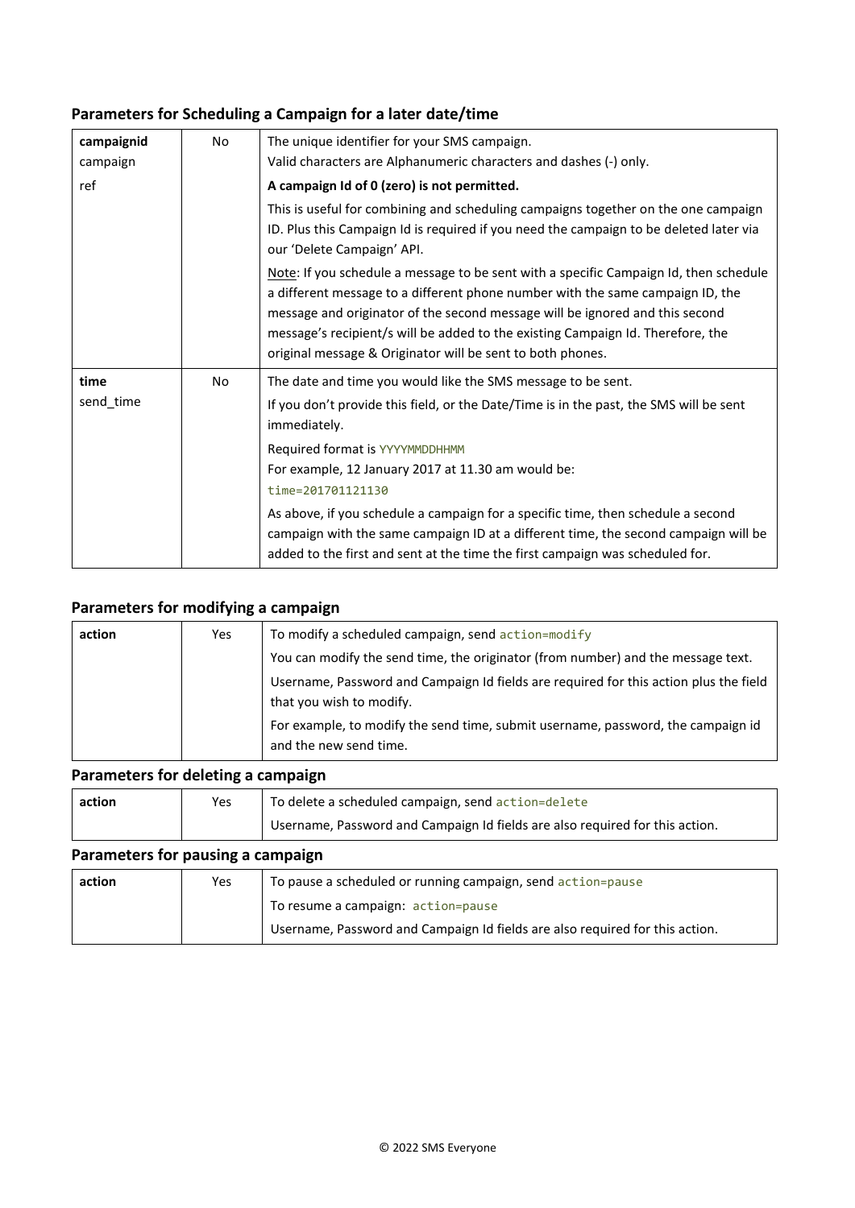## Parameters for Scheduling a Campaign for a later date/time

| | | |
|---|---|---|
| **campaignid**<br>campaign<br>ref | No | The unique identifier for your SMS campaign.<br>Valid characters are Alphanumeric characters and dashes (-) only.<br>**A campaign Id of 0 (zero) is not permitted.**<br>This is useful for combining and scheduling campaigns together on the one campaign ID. Plus this Campaign Id is required if you need the campaign to be deleted later via our 'Delete Campaign' API.<br>Note: If you schedule a message to be sent with a specific Campaign Id, then schedule a different message to a different phone number with the same campaign ID, the message and originator of the second message will be ignored and this second message's recipient/s will be added to the existing Campaign Id. Therefore, the original message & Originator will be sent to both phones. |
| **time**<br>send_time | No | The date and time you would like the SMS message to be sent.<br>If you don't provide this field, or the Date/Time is in the past, the SMS will be sent immediately.<br>Required format is `YYYYMMDDHHMM`<br>For example, 12 January 2017 at 11.30 am would be:<br>`time=201701121130`<br>As above, if you schedule a campaign for a specific time, then schedule a second campaign with the same campaign ID at a different time, the second campaign will be added to the first and sent at the time the first campaign was scheduled for. |

## Parameters for modifying a campaign

| | | |
|---|---|---|
| **action** | Yes | To modify a scheduled campaign, send `action=modify`<br>You can modify the send time, the originator (from number) and the message text.<br>Username, Password and Campaign Id fields are required for this action plus the field that you wish to modify.<br>For example, to modify the send time, submit username, password, the campaign id and the new send time. |

## Parameters for deleting a campaign

| | | |
|---|---|---|
| **action** | Yes | To delete a scheduled campaign, send `action=delete`<br>Username, Password and Campaign Id fields are also required for this action. |

## Parameters for pausing a campaign

| | | |
|---|---|---|
| **action** | Yes | To pause a scheduled or running campaign, send `action=pause`<br>To resume a campaign: `action=pause`<br>Username, Password and Campaign Id fields are also required for this action. |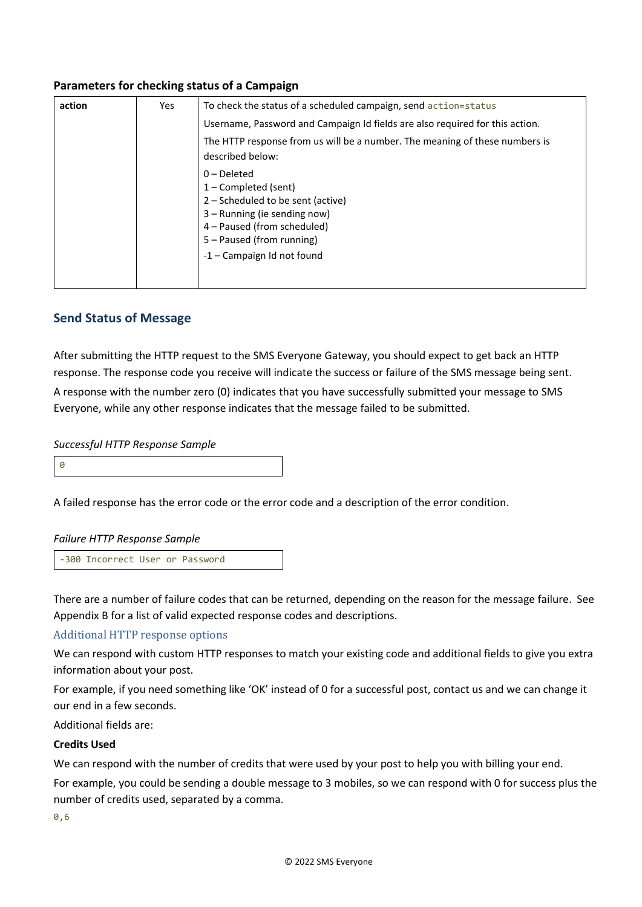**Parameters for checking status of a Campaign**

| | | |
|---|---|---|
| **action** | Yes | To check the status of a scheduled campaign, send `action=status`<br><br>Username, Password and Campaign Id fields are also required for this action.<br><br>The HTTP response from us will be a number. The meaning of these numbers is described below:<br><br>0 – Deleted<br>1 – Completed (sent)<br>2 – Scheduled to be sent (active)<br>3 – Running (ie sending now)<br>4 – Paused (from scheduled)<br>5 – Paused (from running)<br><br>-1 – Campaign Id not found |

## Send Status of Message

After submitting the HTTP request to the SMS Everyone Gateway, you should expect to get back an HTTP response. The response code you receive will indicate the success or failure of the SMS message being sent.

A response with the number zero (0) indicates that you have successfully submitted your message to SMS Everyone, while any other response indicates that the message failed to be submitted.

*Successful HTTP Response Sample*

```
0
```

A failed response has the error code or the error code and a description of the error condition.

*Failure HTTP Response Sample*

```
-300 Incorrect User or Password
```

There are a number of failure codes that can be returned, depending on the reason for the message failure. See Appendix B for a list of valid expected response codes and descriptions.

### Additional HTTP response options

We can respond with custom HTTP responses to match your existing code and additional fields to give you extra information about your post.

For example, if you need something like 'OK' instead of 0 for a successful post, contact us and we can change it our end in a few seconds.

Additional fields are:

**Credits Used**

We can respond with the number of credits that were used by your post to help you with billing your end.

For example, you could be sending a double message to 3 mobiles, so we can respond with 0 for success plus the number of credits used, separated by a comma.

```
0,6
```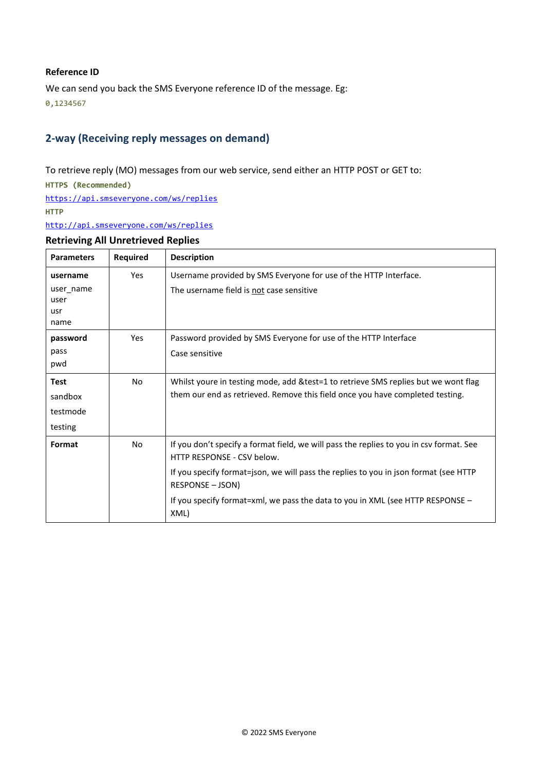**Reference ID**

We can send you back the SMS Everyone reference ID of the message. Eg:

```
0,1234567
```

## 2-way (Receiving reply messages on demand)

To retrieve reply (MO) messages from our web service, send either an HTTP POST or GET to:

**HTTPS (Recommended)**

https://api.smseveryone.com/ws/replies

**HTTP**

http://api.smseveryone.com/ws/replies

### Retrieving All Unretrieved Replies

| Parameters | Required | Description |
|---|---|---|
| **username**<br>user_name<br>user<br>usr<br>name | Yes | Username provided by SMS Everyone for use of the HTTP Interface.<br>The username field is <u>not</u> case sensitive |
| **password**<br>pass<br>pwd | Yes | Password provided by SMS Everyone for use of the HTTP Interface<br>Case sensitive |
| **Test**<br>sandbox<br>testmode<br>testing | No | Whilst youre in testing mode, add &test=1 to retrieve SMS replies but we wont flag them our end as retrieved. Remove this field once you have completed testing. |
| **Format** | No | If you don't specify a format field, we will pass the replies to you in csv format. See HTTP RESPONSE - CSV below.<br>If you specify format=json, we will pass the replies to you in json format (see HTTP RESPONSE – JSON)<br>If you specify format=xml, we pass the data to you in XML (see HTTP RESPONSE – XML) |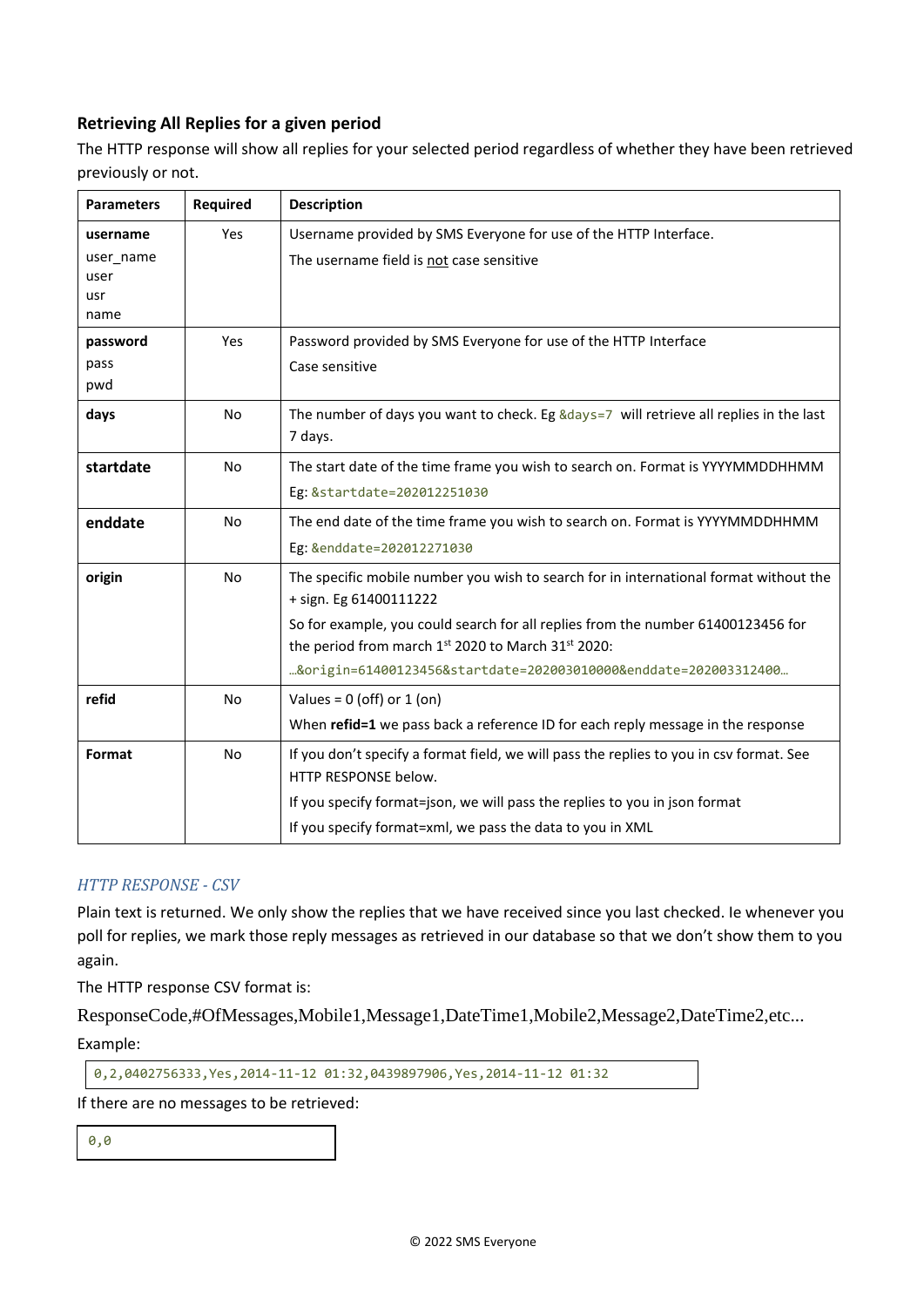### Retrieving All Replies for a given period

The HTTP response will show all replies for your selected period regardless of whether they have been retrieved previously or not.

| Parameters | Required | Description |
|---|---|---|
| **username**<br>user_name<br>user<br>usr<br>name | Yes | Username provided by SMS Everyone for use of the HTTP Interface.<br>The username field is not case sensitive |
| **password**<br>pass<br>pwd | Yes | Password provided by SMS Everyone for use of the HTTP Interface<br>Case sensitive |
| **days** | No | The number of days you want to check. Eg `&days=7` will retrieve all replies in the last 7 days. |
| **startdate** | No | The start date of the time frame you wish to search on. Format is YYYYMMDDHHMM<br>Eg: `&startdate=202012251030` |
| **enddate** | No | The end date of the time frame you wish to search on. Format is YYYYMMDDHHMM<br>Eg: `&enddate=202012271030` |
| **origin** | No | The specific mobile number you wish to search for in international format without the + sign. Eg 61400111222<br>So for example, you could search for all replies from the number 61400123456 for the period from march 1st 2020 to March 31st 2020:<br>`…&origin=61400123456&startdate=202003010000&enddate=202003312400…` |
| **refid** | No | Values = 0 (off) or 1 (on)<br>When **refid=1** we pass back a reference ID for each reply message in the response |
| **Format** | No | If you don't specify a format field, we will pass the replies to you in csv format. See HTTP RESPONSE below.<br>If you specify format=json, we will pass the replies to you in json format<br>If you specify format=xml, we pass the data to you in XML |

#### *HTTP RESPONSE - CSV*

Plain text is returned. We only show the replies that we have received since you last checked. Ie whenever you poll for replies, we mark those reply messages as retrieved in our database so that we don't show them to you again.

The HTTP response CSV format is:

ResponseCode,#OfMessages,Mobile1,Message1,DateTime1,Mobile2,Message2,DateTime2,etc...

Example:

```
0,2,0402756333,Yes,2014-11-12 01:32,0439897906,Yes,2014-11-12 01:32
```

If there are no messages to be retrieved:

```
0,0
```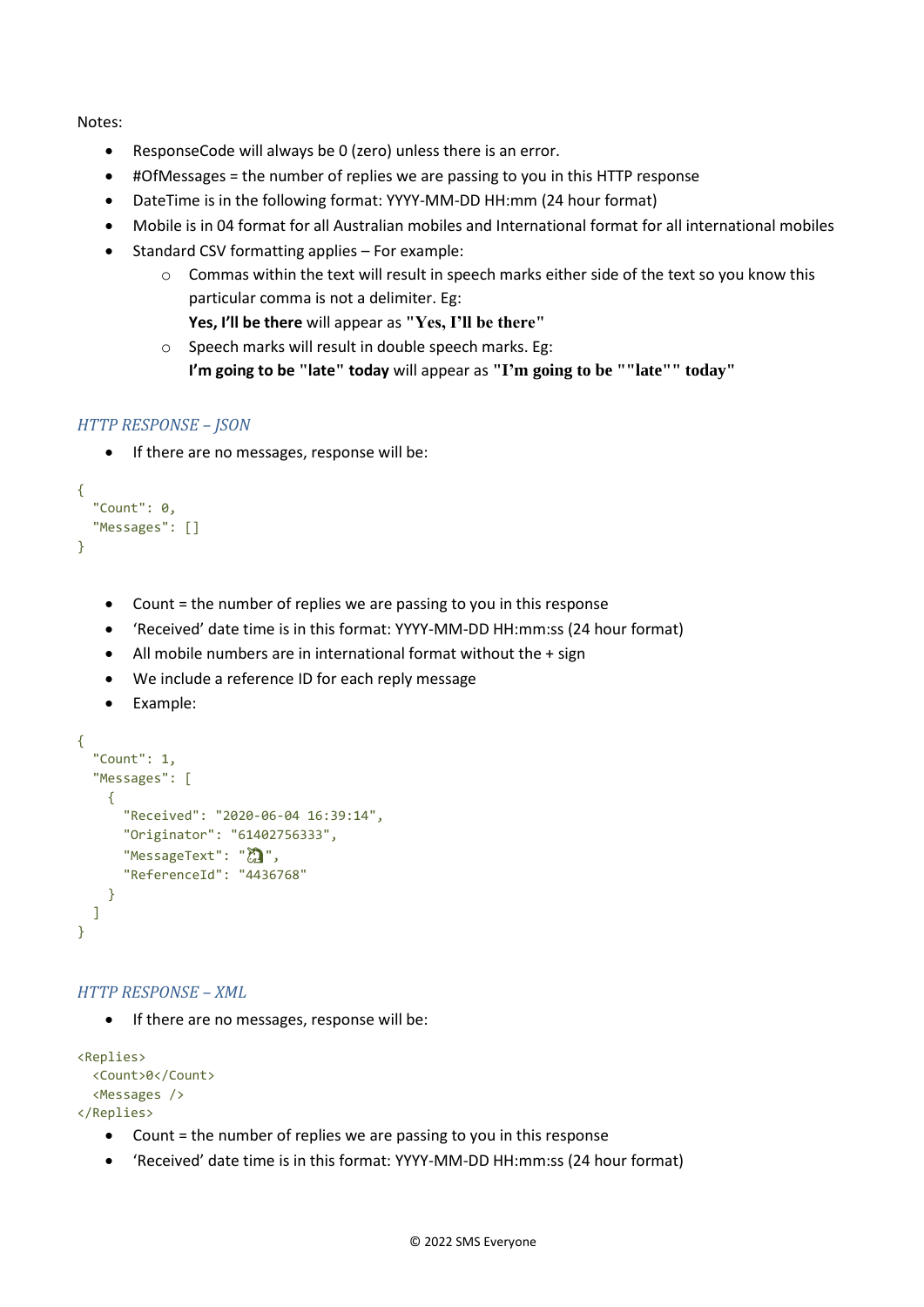Notes:

- ResponseCode will always be 0 (zero) unless there is an error.
- #OfMessages = the number of replies we are passing to you in this HTTP response
- DateTime is in the following format: YYYY-MM-DD HH:mm (24 hour format)
- Mobile is in 04 format for all Australian mobiles and International format for all international mobiles
- Standard CSV formatting applies – For example:
  - Commas within the text will result in speech marks either side of the text so you know this particular comma is not a delimiter. Eg:
    **Yes, I'll be there** will appear as **"Yes, I'll be there"**
  - Speech marks will result in double speech marks. Eg:
    **I'm going to be "late" today** will appear as **"I'm going to be ""late"" today"**

### *HTTP RESPONSE – JSON*

- If there are no messages, response will be:

```
{
  "Count": 0,
  "Messages": []
}
```

- Count = the number of replies we are passing to you in this response
- 'Received' date time is in this format: YYYY-MM-DD HH:mm:ss (24 hour format)
- All mobile numbers are in international format without the + sign
- We include a reference ID for each reply message
- Example:

```
{
  "Count": 1,
  "Messages": [
    {
      "Received": "2020-06-04 16:39:14",
      "Originator": "61402756333",
      "MessageText": "🦄",
      "ReferenceId": "4436768"
    }
  ]
}
```

### *HTTP RESPONSE – XML*

- If there are no messages, response will be:

```
<Replies>
  <Count>0</Count>
  <Messages />
</Replies>
```

- Count = the number of replies we are passing to you in this response
- 'Received' date time is in this format: YYYY-MM-DD HH:mm:ss (24 hour format)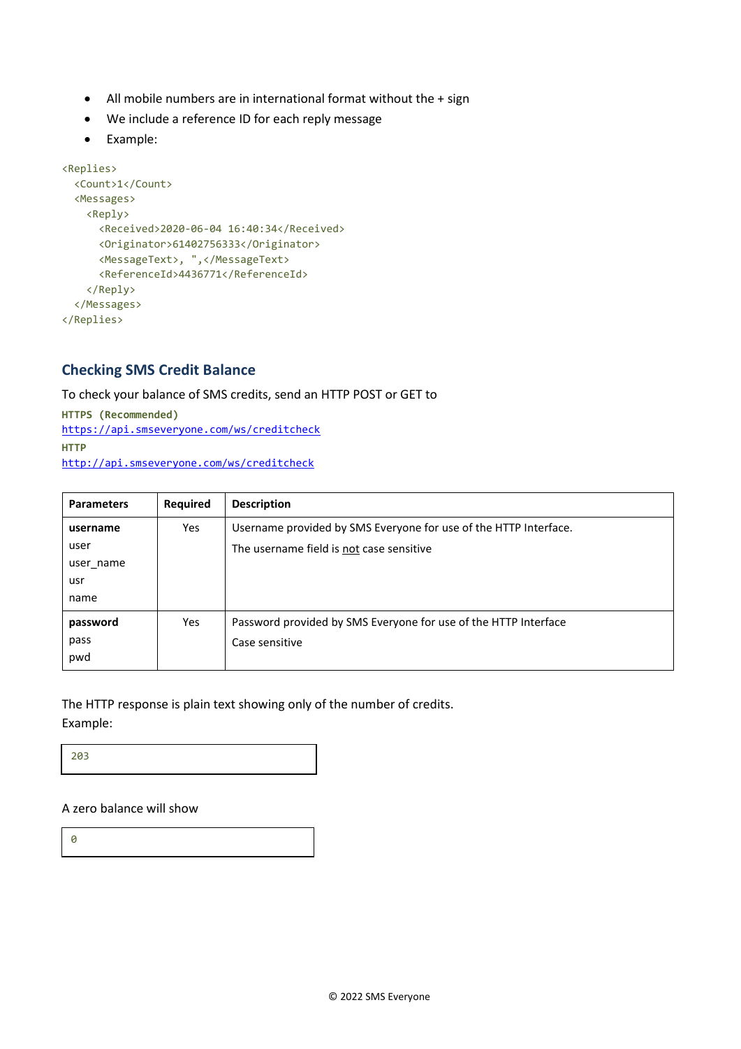- All mobile numbers are in international format without the + sign
- We include a reference ID for each reply message
- Example:

```
<Replies>
  <Count>1</Count>
  <Messages>
    <Reply>
      <Received>2020-06-04 16:40:34</Received>
      <Originator>61402756333</Originator>
      <MessageText>, ",</MessageText>
      <ReferenceId>4436771</ReferenceId>
    </Reply>
  </Messages>
</Replies>
```

## Checking SMS Credit Balance

To check your balance of SMS credits, send an HTTP POST or GET to

**HTTPS (Recommended)**
https://api.smseveryone.com/ws/creditcheck

**HTTP**
http://api.smseveryone.com/ws/creditcheck

| Parameters | Required | Description |
| --- | --- | --- |
| **username**<br>user<br>user_name<br>usr<br>name | Yes | Username provided by SMS Everyone for use of the HTTP Interface.<br>The username field is not case sensitive |
| **password**<br>pass<br>pwd | Yes | Password provided by SMS Everyone for use of the HTTP Interface<br>Case sensitive |

The HTTP response is plain text showing only of the number of credits.
Example:

```
203
```

A zero balance will show

```
0
```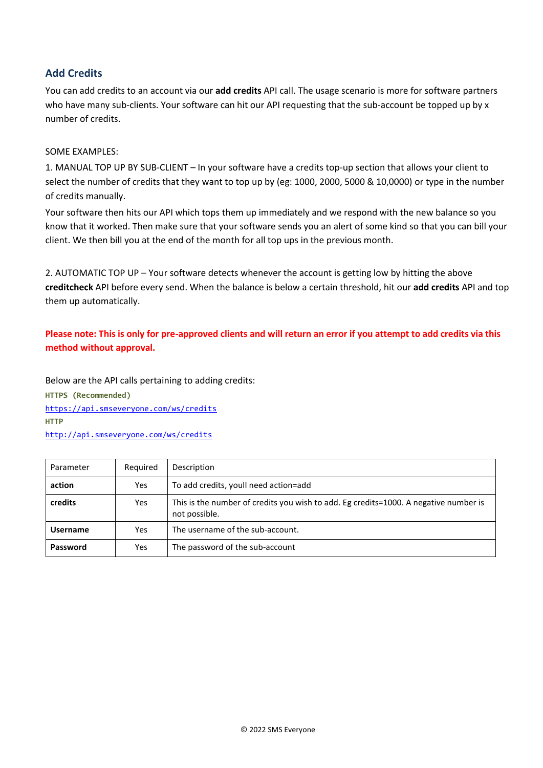## Add Credits

You can add credits to an account via our **add credits** API call. The usage scenario is more for software partners who have many sub-clients. Your software can hit our API requesting that the sub-account be topped up by x number of credits.

SOME EXAMPLES:

1. MANUAL TOP UP BY SUB-CLIENT – In your software have a credits top-up section that allows your client to select the number of credits that they want to top up by (eg: 1000, 2000, 5000 & 10,0000) or type in the number of credits manually.

Your software then hits our API which tops them up immediately and we respond with the new balance so you know that it worked. Then make sure that your software sends you an alert of some kind so that you can bill your client. We then bill you at the end of the month for all top ups in the previous month.

2. AUTOMATIC TOP UP – Your software detects whenever the account is getting low by hitting the above **creditcheck** API before every send. When the balance is below a certain threshold, hit our **add credits** API and top them up automatically.

**Please note: This is only for pre-approved clients and will return an error if you attempt to add credits via this method without approval.**

Below are the API calls pertaining to adding credits:

**HTTPS (Recommended)**

https://api.smseveryone.com/ws/credits

**HTTP**

http://api.smseveryone.com/ws/credits

| Parameter | Required | Description |
|---|---|---|
| **action** | Yes | To add credits, youll need action=add |
| **credits** | Yes | This is the number of credits you wish to add. Eg credits=1000. A negative number is not possible. |
| **Username** | Yes | The username of the sub-account. |
| **Password** | Yes | The password of the sub-account |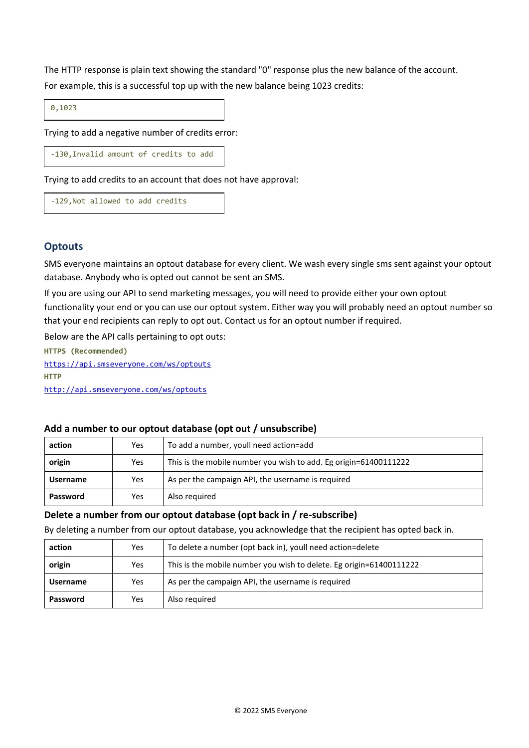The HTTP response is plain text showing the standard "0" response plus the new balance of the account.

For example, this is a successful top up with the new balance being 1023 credits:

```
0,1023
```

Trying to add a negative number of credits error:

```
-130,Invalid amount of credits to add
```

Trying to add credits to an account that does not have approval:

```
-129,Not allowed to add credits
```

## Optouts

SMS everyone maintains an optout database for every client. We wash every single sms sent against your optout database. Anybody who is opted out cannot be sent an SMS.

If you are using our API to send marketing messages, you will need to provide either your own optout functionality your end or you can use our optout system. Either way you will probably need an optout number so that your end recipients can reply to opt out. Contact us for an optout number if required.

Below are the API calls pertaining to opt outs:

**HTTPS (Recommended)**

https://api.smseveryone.com/ws/optouts

**HTTP**

http://api.smseveryone.com/ws/optouts

### Add a number to our optout database (opt out / unsubscribe)

| | | |
|---|---|---|
| **action** | Yes | To add a number, youll need action=add |
| **origin** | Yes | This is the mobile number you wish to add. Eg origin=61400111222 |
| **Username** | Yes | As per the campaign API, the username is required |
| **Password** | Yes | Also required |

### Delete a number from our optout database (opt back in / re-subscribe)

By deleting a number from our optout database, you acknowledge that the recipient has opted back in.

| | | |
|---|---|---|
| **action** | Yes | To delete a number (opt back in), youll need action=delete |
| **origin** | Yes | This is the mobile number you wish to delete. Eg origin=61400111222 |
| **Username** | Yes | As per the campaign API, the username is required |
| **Password** | Yes | Also required |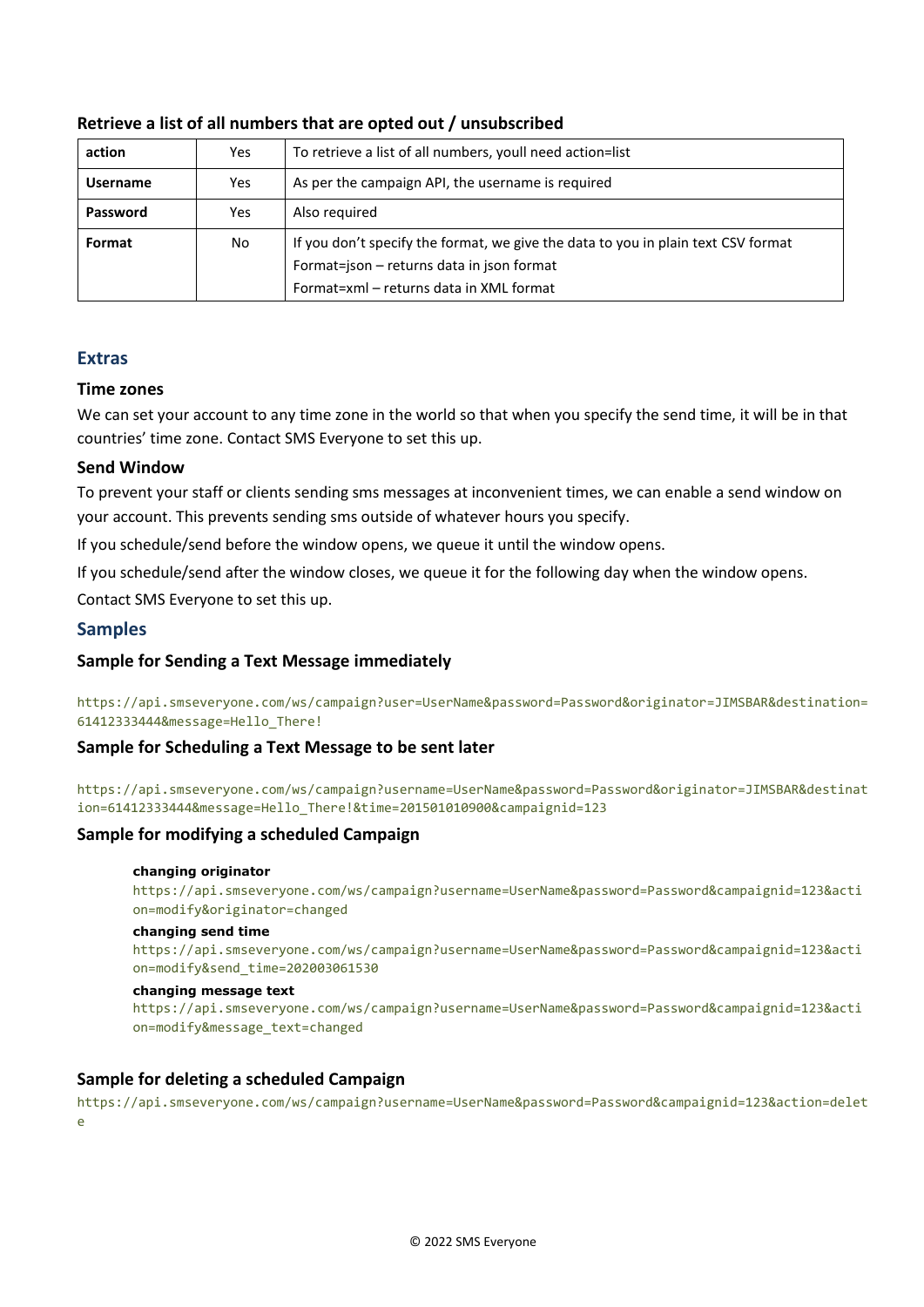### Retrieve a list of all numbers that are opted out / unsubscribed

| | | |
|---|---|---|
| **action** | Yes | To retrieve a list of all numbers, youll need action=list |
| **Username** | Yes | As per the campaign API, the username is required |
| **Password** | Yes | Also required |
| **Format** | No | If you don’t specify the format, we give the data to you in plain text CSV format<br>Format=json – returns data in json format<br>Format=xml – returns data in XML format |

## Extras

### Time zones

We can set your account to any time zone in the world so that when you specify the send time, it will be in that countries’ time zone. Contact SMS Everyone to set this up.

### Send Window

To prevent your staff or clients sending sms messages at inconvenient times, we can enable a send window on your account. This prevents sending sms outside of whatever hours you specify.

If you schedule/send before the window opens, we queue it until the window opens.

If you schedule/send after the window closes, we queue it for the following day when the window opens.

Contact SMS Everyone to set this up.

## Samples

### Sample for Sending a Text Message immediately

```
https://api.smseveryone.com/ws/campaign?user=UserName&password=Password&originator=JIMSBAR&destination=61412333444&message=Hello_There!
```

### Sample for Scheduling a Text Message to be sent later

```
https://api.smseveryone.com/ws/campaign?username=UserName&password=Password&originator=JIMSBAR&destination=61412333444&message=Hello_There!&time=201501010900&campaignid=123
```

### Sample for modifying a scheduled Campaign

**changing originator**

```
https://api.smseveryone.com/ws/campaign?username=UserName&password=Password&campaignid=123&action=modify&originator=changed
```

**changing send time**

```
https://api.smseveryone.com/ws/campaign?username=UserName&password=Password&campaignid=123&action=modify&send_time=202003061530
```

**changing message text**

```
https://api.smseveryone.com/ws/campaign?username=UserName&password=Password&campaignid=123&action=modify&message_text=changed
```

### Sample for deleting a scheduled Campaign

```
https://api.smseveryone.com/ws/campaign?username=UserName&password=Password&campaignid=123&action=delete
```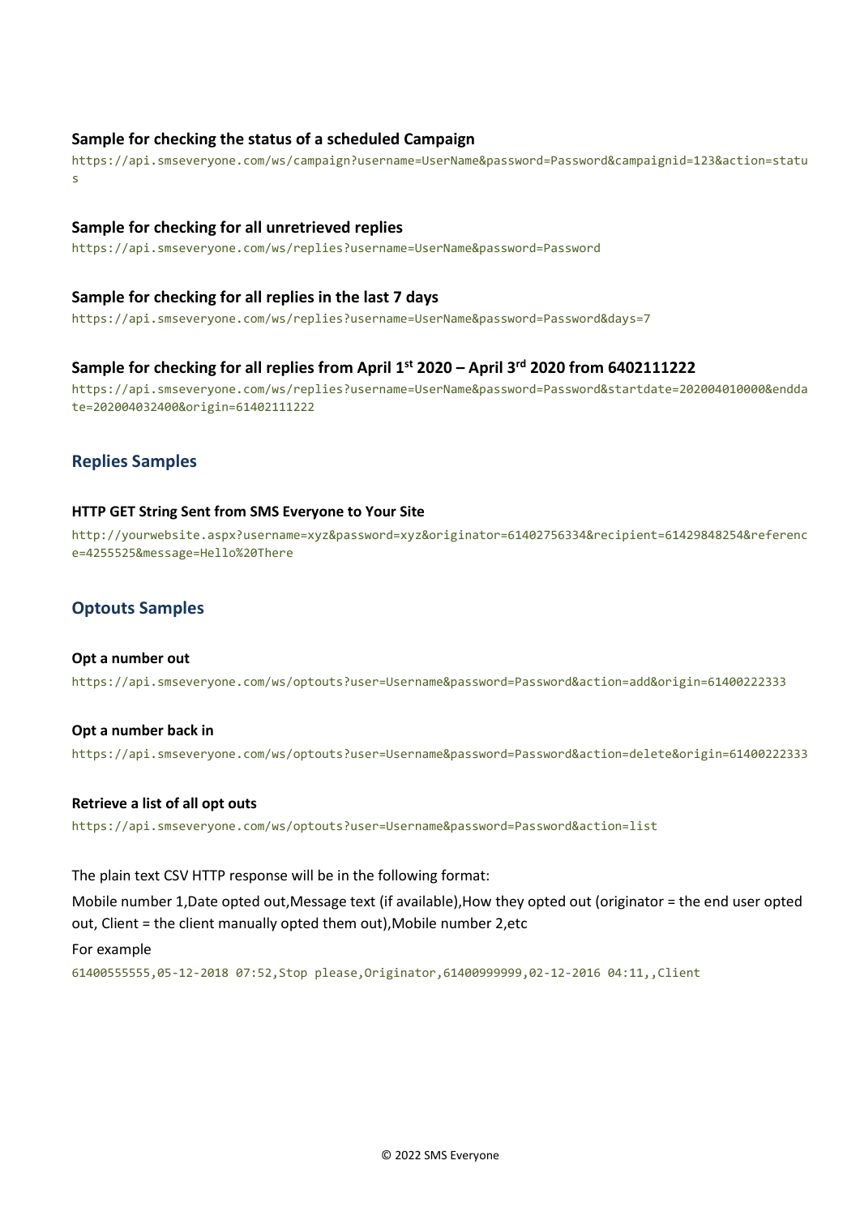#### Sample for checking the status of a scheduled Campaign

```
https://api.smseveryone.com/ws/campaign?username=UserName&password=Password&campaignid=123&action=status
```

#### Sample for checking for all unretrieved replies

```
https://api.smseveryone.com/ws/replies?username=UserName&password=Password
```

#### Sample for checking for all replies in the last 7 days

```
https://api.smseveryone.com/ws/replies?username=UserName&password=Password&days=7
```

#### Sample for checking for all replies from April 1st 2020 – April 3rd 2020 from 6402111222

```
https://api.smseveryone.com/ws/replies?username=UserName&password=Password&startdate=202004010000&enddate=202004032400&origin=61402111222
```

## Replies Samples

#### HTTP GET String Sent from SMS Everyone to Your Site

```
http://yourwebsite.aspx?username=xyz&password=xyz&originator=61402756334&recipient=61429848254&reference=4255525&message=Hello%20There
```

## Optouts Samples

#### Opt a number out

```
https://api.smseveryone.com/ws/optouts?user=Username&password=Password&action=add&origin=61400222333
```

#### Opt a number back in

```
https://api.smseveryone.com/ws/optouts?user=Username&password=Password&action=delete&origin=61400222333
```

#### Retrieve a list of all opt outs

```
https://api.smseveryone.com/ws/optouts?user=Username&password=Password&action=list
```

The plain text CSV HTTP response will be in the following format:

Mobile number 1,Date opted out,Message text (if available),How they opted out (originator = the end user opted out, Client = the client manually opted them out),Mobile number 2,etc

For example

```
61400555555,05-12-2018 07:52,Stop please,Originator,61400999999,02-12-2016 04:11,,Client
```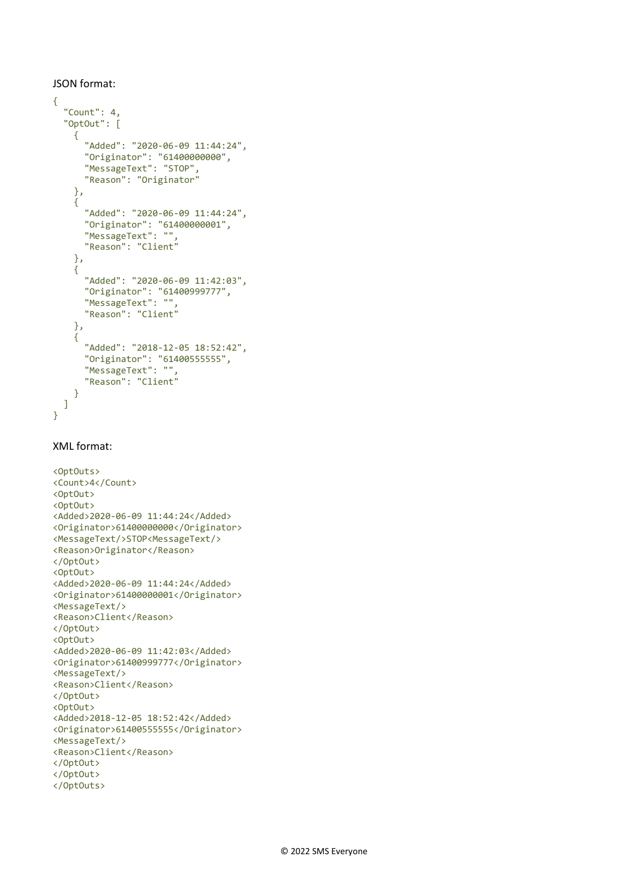JSON format:

```
{
  "Count": 4,
  "OptOut": [
    {
      "Added": "2020-06-09 11:44:24",
      "Originator": "61400000000",
      "MessageText": "STOP",
      "Reason": "Originator"
    },
    {
      "Added": "2020-06-09 11:44:24",
      "Originator": "61400000001",
      "MessageText": "",
      "Reason": "Client"
    },
    {
      "Added": "2020-06-09 11:42:03",
      "Originator": "61400999777",
      "MessageText": "",
      "Reason": "Client"
    },
    {
      "Added": "2018-12-05 18:52:42",
      "Originator": "61400555555",
      "MessageText": "",
      "Reason": "Client"
    }
  ]
}
```

XML format:

```
<OptOuts>
<Count>4</Count>
<OptOut>
<OptOut>
<Added>2020-06-09 11:44:24</Added>
<Originator>61400000000</Originator>
<MessageText/>STOP<MessageText/>
<Reason>Originator</Reason>
</OptOut>
<OptOut>
<Added>2020-06-09 11:44:24</Added>
<Originator>61400000001</Originator>
<MessageText/>
<Reason>Client</Reason>
</OptOut>
<OptOut>
<Added>2020-06-09 11:42:03</Added>
<Originator>61400999777</Originator>
<MessageText/>
<Reason>Client</Reason>
</OptOut>
<OptOut>
<Added>2018-12-05 18:52:42</Added>
<Originator>61400555555</Originator>
<MessageText/>
<Reason>Client</Reason>
</OptOut>
</OptOut>
</OptOuts>
```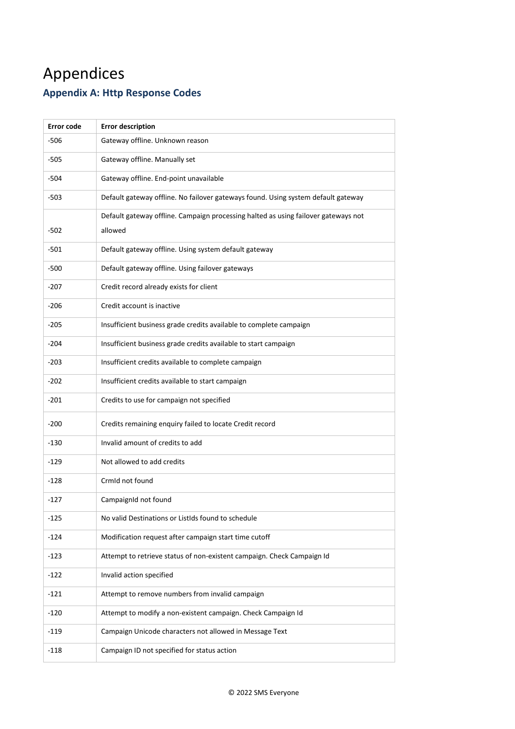# Appendices

## Appendix A: Http Response Codes

| Error code | Error description |
|---|---|
| -506 | Gateway offline. Unknown reason |
| -505 | Gateway offline. Manually set |
| -504 | Gateway offline. End-point unavailable |
| -503 | Default gateway offline. No failover gateways found. Using system default gateway |
| -502 | Default gateway offline. Campaign processing halted as using failover gateways not allowed |
| -501 | Default gateway offline. Using system default gateway |
| -500 | Default gateway offline. Using failover gateways |
| -207 | Credit record already exists for client |
| -206 | Credit account is inactive |
| -205 | Insufficient business grade credits available to complete campaign |
| -204 | Insufficient business grade credits available to start campaign |
| -203 | Insufficient credits available to complete campaign |
| -202 | Insufficient credits available to start campaign |
| -201 | Credits to use for campaign not specified |
| -200 | Credits remaining enquiry failed to locate Credit record |
| -130 | Invalid amount of credits to add |
| -129 | Not allowed to add credits |
| -128 | CrmId not found |
| -127 | CampaignId not found |
| -125 | No valid Destinations or ListIds found to schedule |
| -124 | Modification request after campaign start time cutoff |
| -123 | Attempt to retrieve status of non-existent campaign. Check Campaign Id |
| -122 | Invalid action specified |
| -121 | Attempt to remove numbers from invalid campaign |
| -120 | Attempt to modify a non-existent campaign. Check Campaign Id |
| -119 | Campaign Unicode characters not allowed in Message Text |
| -118 | Campaign ID not specified for status action |

© 2022 SMS Everyone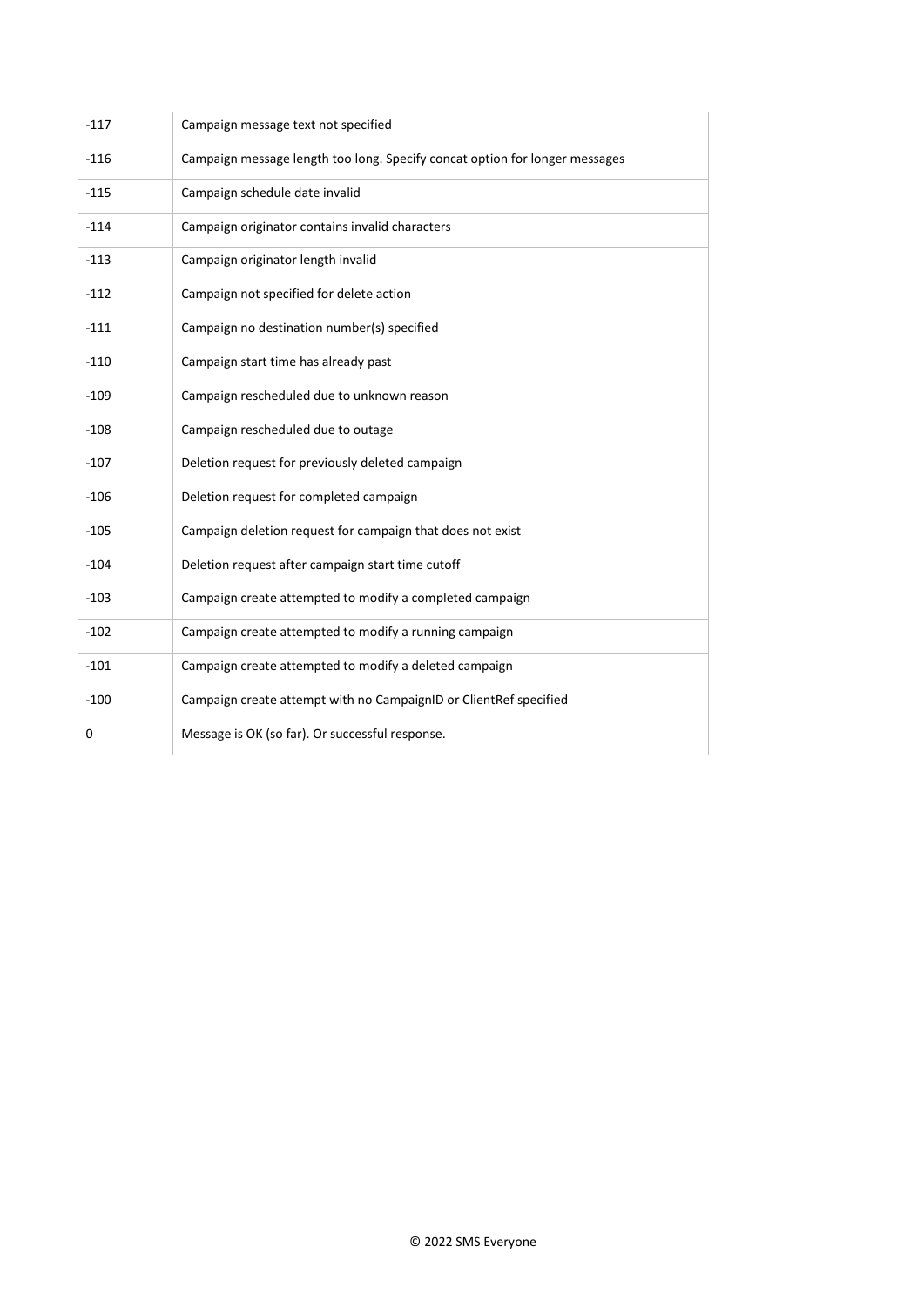| -117 | Campaign message text not specified |
|---|---|
| -116 | Campaign message length too long. Specify concat option for longer messages |
| -115 | Campaign schedule date invalid |
| -114 | Campaign originator contains invalid characters |
| -113 | Campaign originator length invalid |
| -112 | Campaign not specified for delete action |
| -111 | Campaign no destination number(s) specified |
| -110 | Campaign start time has already past |
| -109 | Campaign rescheduled due to unknown reason |
| -108 | Campaign rescheduled due to outage |
| -107 | Deletion request for previously deleted campaign |
| -106 | Deletion request for completed campaign |
| -105 | Campaign deletion request for campaign that does not exist |
| -104 | Deletion request after campaign start time cutoff |
| -103 | Campaign create attempted to modify a completed campaign |
| -102 | Campaign create attempted to modify a running campaign |
| -101 | Campaign create attempted to modify a deleted campaign |
| -100 | Campaign create attempt with no CampaignID or ClientRef specified |
| 0 | Message is OK (so far). Or successful response. |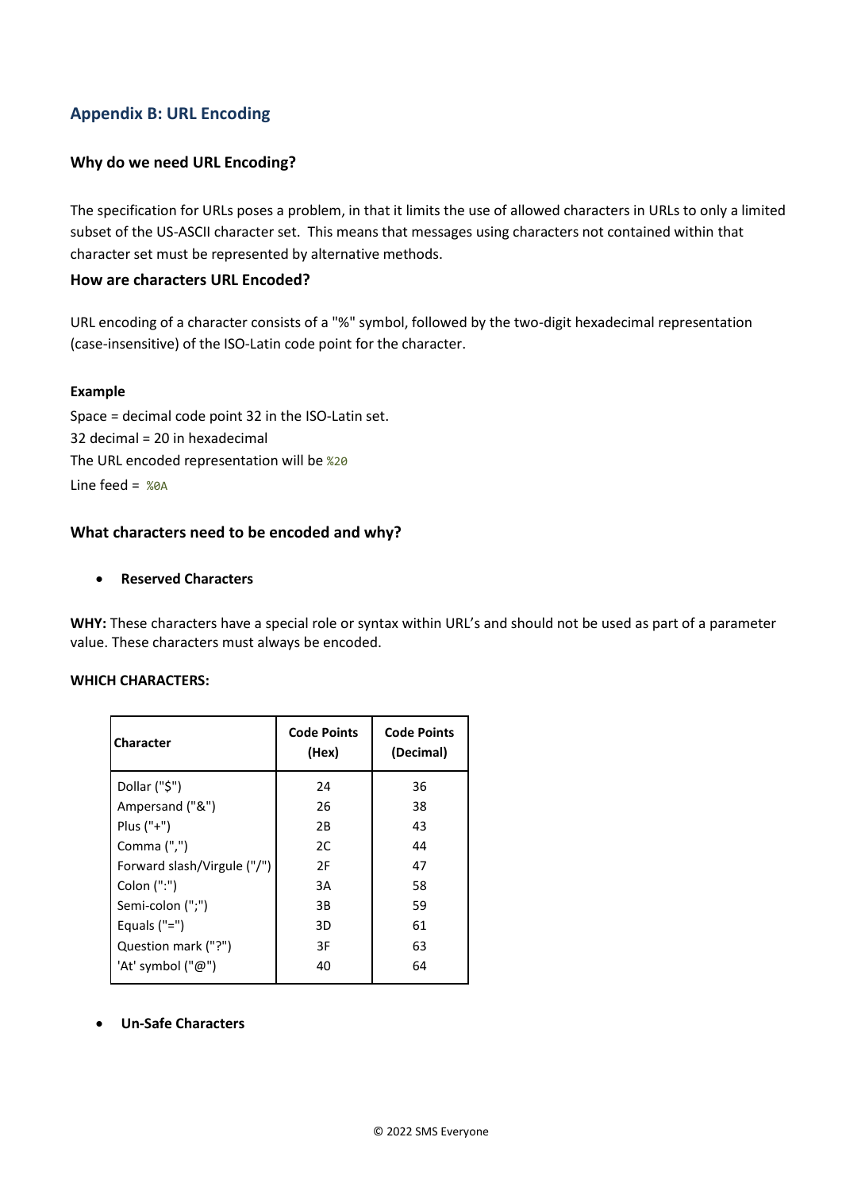## Appendix B: URL Encoding

### Why do we need URL Encoding?

The specification for URLs poses a problem, in that it limits the use of allowed characters in URLs to only a limited subset of the US-ASCII character set. This means that messages using characters not contained within that character set must be represented by alternative methods.

### How are characters URL Encoded?

URL encoding of a character consists of a "%" symbol, followed by the two-digit hexadecimal representation (case-insensitive) of the ISO-Latin code point for the character.

**Example**

Space = decimal code point 32 in the ISO-Latin set.
32 decimal = 20 in hexadecimal
The URL encoded representation will be `%20`
Line feed = `%0A`

### What characters need to be encoded and why?

- **Reserved Characters**

**WHY:** These characters have a special role or syntax within URL's and should not be used as part of a parameter value. These characters must always be encoded.

**WHICH CHARACTERS:**

| Character | Code Points (Hex) | Code Points (Decimal) |
|---|---|---|
| Dollar ("$") | 24 | 36 |
| Ampersand ("&") | 26 | 38 |
| Plus ("+") | 2B | 43 |
| Comma (",") | 2C | 44 |
| Forward slash/Virgule ("/") | 2F | 47 |
| Colon (":") | 3A | 58 |
| Semi-colon (";") | 3B | 59 |
| Equals ("=") | 3D | 61 |
| Question mark ("?") | 3F | 63 |
| 'At' symbol ("@") | 40 | 64 |

- **Un-Safe Characters**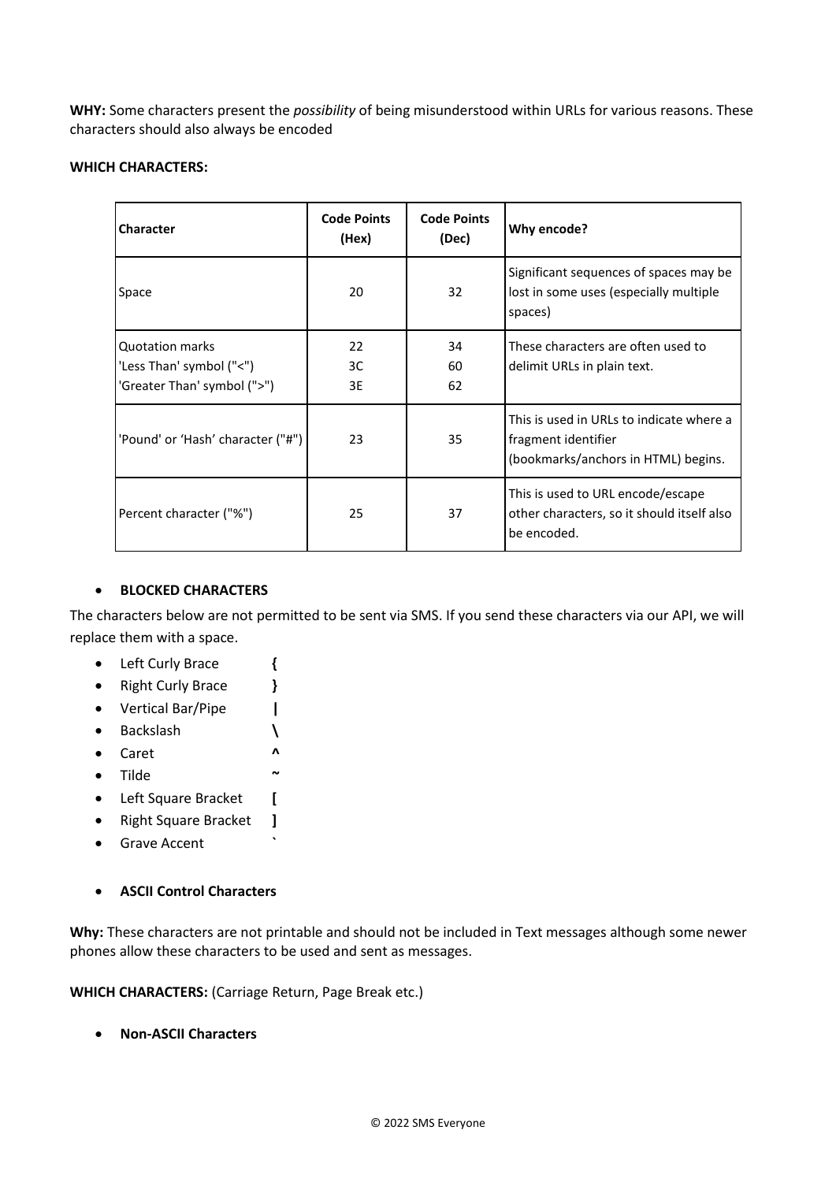**WHY:** Some characters present the *possibility* of being misunderstood within URLs for various reasons. These characters should also always be encoded

**WHICH CHARACTERS:**

| Character | Code Points (Hex) | Code Points (Dec) | Why encode? |
|---|---|---|---|
| Space | 20 | 32 | Significant sequences of spaces may be lost in some uses (especially multiple spaces) |
| Quotation marks<br>'Less Than' symbol ("<")<br>'Greater Than' symbol (">") | 22<br>3C<br>3E | 34<br>60<br>62 | These characters are often used to delimit URLs in plain text. |
| 'Pound' or 'Hash' character ("#") | 23 | 35 | This is used in URLs to indicate where a fragment identifier (bookmarks/anchors in HTML) begins. |
| Percent character ("%") | 25 | 37 | This is used to URL encode/escape other characters, so it should itself also be encoded. |

- **BLOCKED CHARACTERS**

The characters below are not permitted to be sent via SMS. If you send these characters via our API, we will replace them with a space.

- Left Curly Brace **{**
- Right Curly Brace **}**
- Vertical Bar/Pipe **|**
- Backslash **\**
- Caret **^**
- Tilde **~**
- Left Square Bracket **[**
- Right Square Bracket **]**
- Grave Accent **`**

- **ASCII Control Characters**

**Why:** These characters are not printable and should not be included in Text messages although some newer phones allow these characters to be used and sent as messages.

**WHICH CHARACTERS:** (Carriage Return, Page Break etc.)

- **Non-ASCII Characters**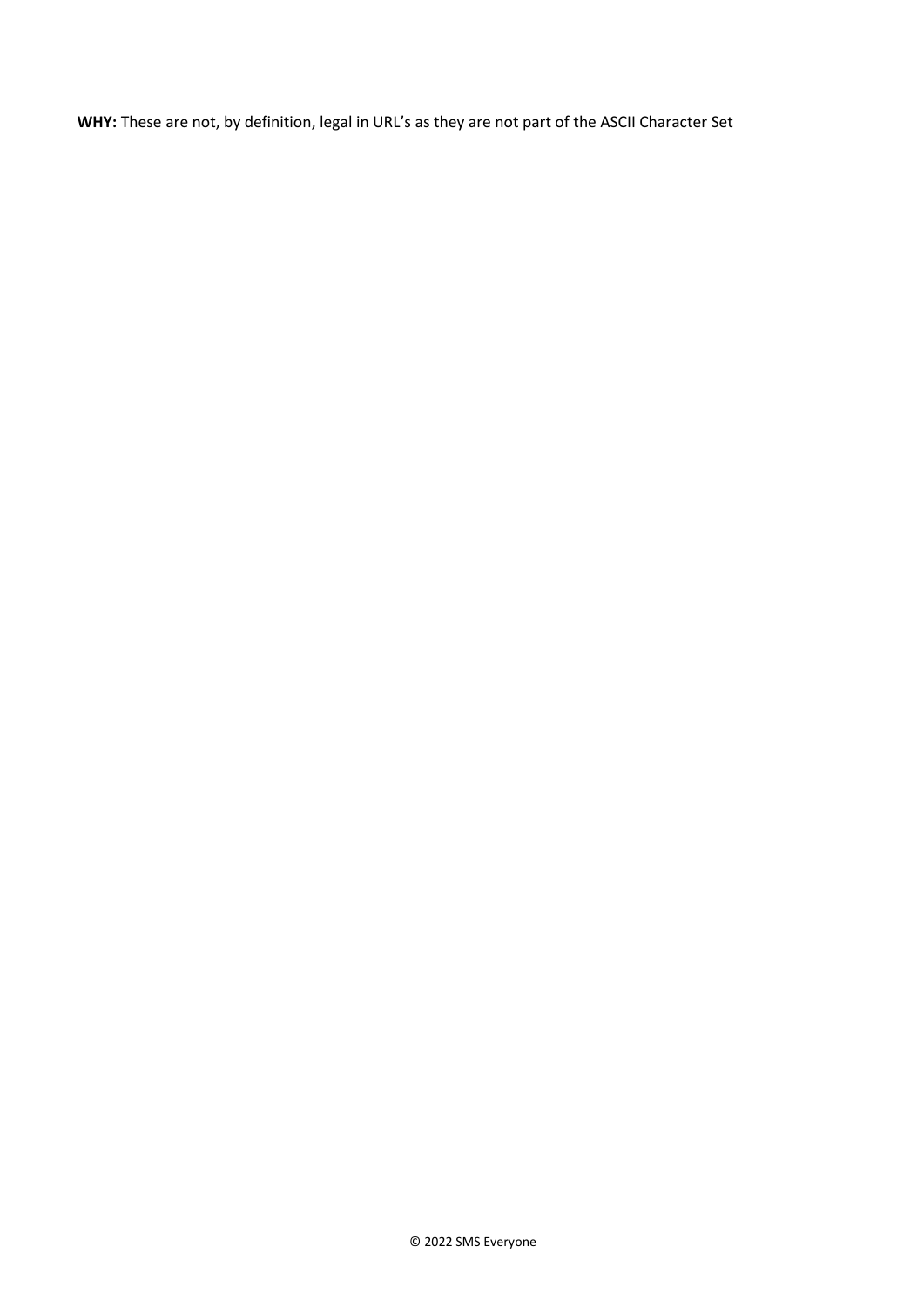**WHY:** These are not, by definition, legal in URL's as they are not part of the ASCII Character Set